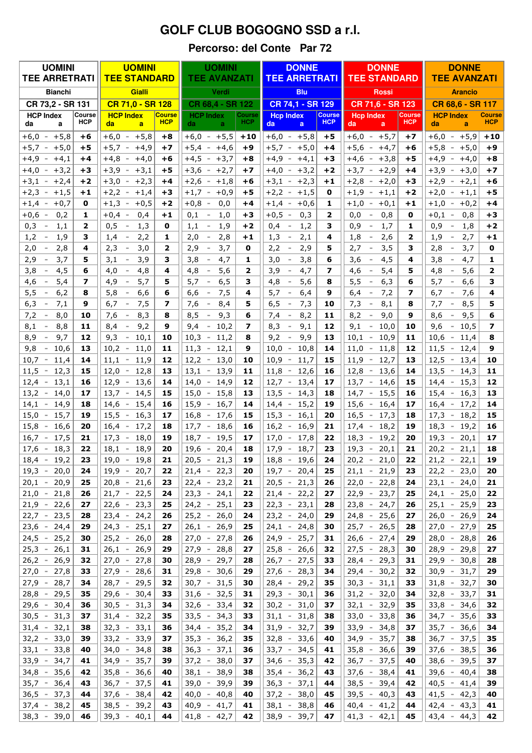# GOLF CLUB BOGOGNO SSD a r.l.

## Percorso: del Conte Par 72

| UOMINI TEE ARRETRATI | | UOMINI TEE STANDARD | | UOMINI TEE AVANZATI | | DONNE TEE ARRETRATI | | DONNE TEE STANDARD | | DONNE TEE AVANZATI | |
|---|---|---|---|---|---|---|---|---|---|---|---|
| Bianchi | | Gialli | | Verdi | | Blu | | Rossi | | Arancio | |
| CR 73,2 - SR 131 | | CR 71,0 - SR 128 | | CR 68,4 - SR 122 | | CR 74,1 - SR 129 | | CR 71,6 - SR 123 | | CR 68,6 - SR 117 | |
| HCP Index da a | Course HCP | HCP Index da a | Course HCP | HCP Index da a | Course HCP | Hcp Index da a | Course HCP | Hcp Index da a | Course HCP | HCP Index da a | Course HCP |
| +6,0 - +5,8 | **+6** | +6,0 - +5,8 | **+8** | +6,0 - +5,5 | **+10** | +6,0 - +5,8 | **+5** | +6,0 - +5,7 | **+7** | +6,0 - +5,9 | **+10** |
| +5,7 - +5,0 | **+5** | +5,7 - +4,9 | **+7** | +5,4 - +4,6 | **+9** | +5,7 - +5,0 | **+4** | +5,6 - +4,7 | **+6** | +5,8 - +5,0 | **+9** |
| +4,9 - +4,1 | **+4** | +4,8 - +4,0 | **+6** | +4,5 - +3,7 | **+8** | +4,9 - +4,1 | **+3** | +4,6 - +3,8 | **+5** | +4,9 - +4,0 | **+8** |
| +4,0 - +3,2 | **+3** | +3,9 - +3,1 | **+5** | +3,6 - +2,7 | **+7** | +4,0 - +3,2 | **+2** | +3,7 - +2,9 | **+4** | +3,9 - +3,0 | **+7** |
| +3,1 - +2,4 | **+2** | +3,0 - +2,3 | **+4** | +2,6 - +1,8 | **+6** | +3,1 - +2,3 | **+1** | +2,8 - +2,0 | **+3** | +2,9 - +2,1 | **+6** |
| +2,3 - +1,5 | **+1** | +2,2 - +1,4 | **+3** | +1,7 - +0,9 | **+5** | +2,2 - +1,5 | **0** | +1,9 - +1,1 | **+2** | +2,0 - +1,1 | **+5** |
| +1,4 - +0,7 | **0** | +1,3 - +0,5 | **+2** | +0,8 - 0,0 | **+4** | +1,4 - +0,6 | **1** | +1,0 - +0,1 | **+1** | +1,0 - +0,2 | **+4** |
| +0,6 - 0,2 | **1** | +0,4 - 0,4 | **+1** | 0,1 - 1,0 | **+3** | +0,5 - 0,3 | **2** | 0,0 - 0,8 | **0** | +0,1 - 0,8 | **+3** |
| 0,3 - 1,1 | **2** | 0,5 - 1,3 | **0** | 1,1 - 1,9 | **+2** | 0,4 - 1,2 | **3** | 0,9 - 1,7 | **1** | 0,9 - 1,8 | **+2** |
| 1,2 - 1,9 | **3** | 1,4 - 2,2 | **1** | 2,0 - 2,8 | **+1** | 1,3 - 2,1 | **4** | 1,8 - 2,6 | **2** | 1,9 - 2,7 | **+1** |
| 2,0 - 2,8 | **4** | 2,3 - 3,0 | **2** | 2,9 - 3,7 | **0** | 2,2 - 2,9 | **5** | 2,7 - 3,5 | **3** | 2,8 - 3,7 | **0** |
| 2,9 - 3,7 | **5** | 3,1 - 3,9 | **3** | 3,8 - 4,7 | **1** | 3,0 - 3,8 | **6** | 3,6 - 4,5 | **4** | 3,8 - 4,7 | **1** |
| 3,8 - 4,5 | **6** | 4,0 - 4,8 | **4** | 4,8 - 5,6 | **2** | 3,9 - 4,7 | **7** | 4,6 - 5,4 | **5** | 4,8 - 5,6 | **2** |
| 4,6 - 5,4 | **7** | 4,9 - 5,7 | **5** | 5,7 - 6,5 | **3** | 4,8 - 5,6 | **8** | 5,5 - 6,3 | **6** | 5,7 - 6,6 | **3** |
| 5,5 - 6,2 | **8** | 5,8 - 6,6 | **6** | 6,6 - 7,5 | **4** | 5,7 - 6,4 | **9** | 6,4 - 7,2 | **7** | 6,7 - 7,6 | **4** |
| 6,3 - 7,1 | **9** | 6,7 - 7,5 | **7** | 7,6 - 8,4 | **5** | 6,5 - 7,3 | **10** | 7,3 - 8,1 | **8** | 7,7 - 8,5 | **5** |
| 7,2 - 8,0 | **10** | 7,6 - 8,3 | **8** | 8,5 - 9,3 | **6** | 7,4 - 8,2 | **11** | 8,2 - 9,0 | **9** | 8,6 - 9,5 | **6** |
| 8,1 - 8,8 | **11** | 8,4 - 9,2 | **9** | 9,4 - 10,2 | **7** | 8,3 - 9,1 | **12** | 9,1 - 10,0 | **10** | 9,6 - 10,5 | **7** |
| 8,9 - 9,7 | **12** | 9,3 - 10,1 | **10** | 10,3 - 11,2 | **8** | 9,2 - 9,9 | **13** | 10,1 - 10,9 | **11** | 10,6 - 11,4 | **8** |
| 9,8 - 10,6 | **13** | 10,2 - 11,0 | **11** | 11,3 - 12,1 | **9** | 10,0 - 10,8 | **14** | 11,0 - 11,8 | **12** | 11,5 - 12,4 | **9** |
| 10,7 - 11,4 | **14** | 11,1 - 11,9 | **12** | 12,2 - 13,0 | **10** | 10,9 - 11,7 | **15** | 11,9 - 12,7 | **13** | 12,5 - 13,4 | **10** |
| 11,5 - 12,3 | **15** | 12,0 - 12,8 | **13** | 13,1 - 13,9 | **11** | 11,8 - 12,6 | **16** | 12,8 - 13,6 | **14** | 13,5 - 14,3 | **11** |
| 12,4 - 13,1 | **16** | 12,9 - 13,6 | **14** | 14,0 - 14,9 | **12** | 12,7 - 13,4 | **17** | 13,7 - 14,6 | **15** | 14,4 - 15,3 | **12** |
| 13,2 - 14,0 | **17** | 13,7 - 14,5 | **15** | 15,0 - 15,8 | **13** | 13,5 - 14,3 | **18** | 14,7 - 15,5 | **16** | 15,4 - 16,3 | **13** |
| 14,1 - 14,9 | **18** | 14,6 - 15,4 | **16** | 15,9 - 16,7 | **14** | 14,4 - 15,2 | **19** | 15,6 - 16,4 | **17** | 16,4 - 17,2 | **14** |
| 15,0 - 15,7 | **19** | 15,5 - 16,3 | **17** | 16,8 - 17,6 | **15** | 15,3 - 16,1 | **20** | 16,5 - 17,3 | **18** | 17,3 - 18,2 | **15** |
| 15,8 - 16,6 | **20** | 16,4 - 17,2 | **18** | 17,7 - 18,6 | **16** | 16,2 - 16,9 | **21** | 17,4 - 18,2 | **19** | 18,3 - 19,2 | **16** |
| 16,7 - 17,5 | **21** | 17,3 - 18,0 | **19** | 18,7 - 19,5 | **17** | 17,0 - 17,8 | **22** | 18,3 - 19,2 | **20** | 19,3 - 20,1 | **17** |
| 17,6 - 18,3 | **22** | 18,1 - 18,9 | **20** | 19,6 - 20,4 | **18** | 17,9 - 18,7 | **23** | 19,3 - 20,1 | **21** | 20,2 - 21,1 | **18** |
| 18,4 - 19,2 | **23** | 19,0 - 19,8 | **21** | 20,5 - 21,3 | **19** | 18,8 - 19,6 | **24** | 20,2 - 21,0 | **22** | 21,2 - 22,1 | **19** |
| 19,3 - 20,0 | **24** | 19,9 - 20,7 | **22** | 21,4 - 22,3 | **20** | 19,7 - 20,4 | **25** | 21,1 - 21,9 | **23** | 22,2 - 23,0 | **20** |
| 20,1 - 20,9 | **25** | 20,8 - 21,6 | **23** | 22,4 - 23,2 | **21** | 20,5 - 21,3 | **26** | 22,0 - 22,8 | **24** | 23,1 - 24,0 | **21** |
| 21,0 - 21,8 | **26** | 21,7 - 22,5 | **24** | 23,3 - 24,1 | **22** | 21,4 - 22,2 | **27** | 22,9 - 23,7 | **25** | 24,1 - 25,0 | **22** |
| 21,9 - 22,6 | **27** | 22,6 - 23,3 | **25** | 24,2 - 25,1 | **23** | 22,3 - 23,1 | **28** | 23,8 - 24,7 | **26** | 25,1 - 25,9 | **23** |
| 22,7 - 23,5 | **28** | 23,4 - 24,2 | **26** | 25,2 - 26,0 | **24** | 23,2 - 24,0 | **29** | 24,8 - 25,6 | **27** | 26,0 - 26,9 | **24** |
| 23,6 - 24,4 | **29** | 24,3 - 25,1 | **27** | 26,1 - 26,9 | **25** | 24,1 - 24,8 | **30** | 25,7 - 26,5 | **28** | 27,0 - 27,9 | **25** |
| 24,5 - 25,2 | **30** | 25,2 - 26,0 | **28** | 27,0 - 27,8 | **26** | 24,9 - 25,7 | **31** | 26,6 - 27,4 | **29** | 28,0 - 28,8 | **26** |
| 25,3 - 26,1 | **31** | 26,1 - 26,9 | **29** | 27,9 - 28,8 | **27** | 25,8 - 26,6 | **32** | 27,5 - 28,3 | **30** | 28,9 - 29,8 | **27** |
| 26,2 - 26,9 | **32** | 27,0 - 27,8 | **30** | 28,9 - 29,7 | **28** | 26,7 - 27,5 | **33** | 28,4 - 29,3 | **31** | 29,9 - 30,8 | **28** |
| 27,0 - 27,8 | **33** | 27,9 - 28,6 | **31** | 29,8 - 30,6 | **29** | 27,6 - 28,3 | **34** | 29,4 - 30,2 | **32** | 30,9 - 31,7 | **29** |
| 27,9 - 28,7 | **34** | 28,7 - 29,5 | **32** | 30,7 - 31,5 | **30** | 28,4 - 29,2 | **35** | 30,3 - 31,1 | **33** | 31,8 - 32,7 | **30** |
| 28,8 - 29,5 | **35** | 29,6 - 30,4 | **33** | 31,6 - 32,5 | **31** | 29,3 - 30,1 | **36** | 31,2 - 32,0 | **34** | 32,8 - 33,7 | **31** |
| 29,6 - 30,4 | **36** | 30,5 - 31,3 | **34** | 32,6 - 33,4 | **32** | 30,2 - 31,0 | **37** | 32,1 - 32,9 | **35** | 33,8 - 34,6 | **32** |
| 30,5 - 31,3 | **37** | 31,4 - 32,2 | **35** | 33,5 - 34,3 | **33** | 31,1 - 31,8 | **38** | 33,0 - 33,8 | **36** | 34,7 - 35,6 | **33** |
| 31,4 - 32,1 | **38** | 32,3 - 33,1 | **36** | 34,4 - 35,2 | **34** | 31,9 - 32,7 | **39** | 33,9 - 34,8 | **37** | 35,7 - 36,6 | **34** |
| 32,2 - 33,0 | **39** | 33,2 - 33,9 | **37** | 35,3 - 36,2 | **35** | 32,8 - 33,6 | **40** | 34,9 - 35,7 | **38** | 36,7 - 37,5 | **35** |
| 33,1 - 33,8 | **40** | 34,0 - 34,8 | **38** | 36,3 - 37,1 | **36** | 33,7 - 34,5 | **41** | 35,8 - 36,6 | **39** | 37,6 - 38,5 | **36** |
| 33,9 - 34,7 | **41** | 34,9 - 35,7 | **39** | 37,2 - 38,0 | **37** | 34,6 - 35,3 | **42** | 36,7 - 37,5 | **40** | 38,6 - 39,5 | **37** |
| 34,8 - 35,6 | **42** | 35,8 - 36,6 | **40** | 38,1 - 38,9 | **38** | 35,4 - 36,2 | **43** | 37,6 - 38,4 | **41** | 39,6 - 40,4 | **38** |
| 35,7 - 36,4 | **43** | 36,7 - 37,5 | **41** | 39,0 - 39,9 | **39** | 36,3 - 37,1 | **44** | 38,5 - 39,4 | **42** | 40,5 - 41,4 | **39** |
| 36,5 - 37,3 | **44** | 37,6 - 38,4 | **42** | 40,0 - 40,8 | **40** | 37,2 - 38,0 | **45** | 39,5 - 40,3 | **43** | 41,5 - 42,3 | **40** |
| 37,4 - 38,2 | **45** | 38,5 - 39,2 | **43** | 40,9 - 41,7 | **41** | 38,1 - 38,8 | **46** | 40,4 - 41,2 | **44** | 42,4 - 43,3 | **41** |
| 38,3 - 39,0 | **46** | 39,3 - 40,1 | **44** | 41,8 - 42,7 | **42** | 38,9 - 39,7 | **47** | 41,3 - 42,1 | **45** | 43,4 - 44,3 | **42** |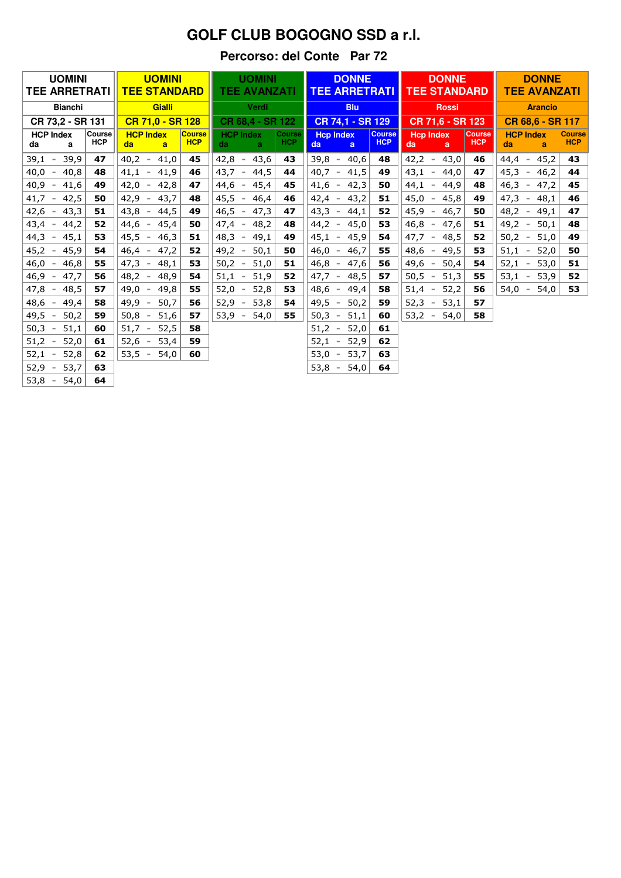# GOLF CLUB BOGOGNO SSD a r.l.

## Percorso: del Conte   Par 72

| UOMINI TEE ARRETRATI | | UOMINI TEE STANDARD | | UOMINI TEE AVANZATI | | DONNE TEE ARRETRATI | | DONNE TEE STANDARD | | DONNE TEE AVANZATI | |
|---|---|---|---|---|---|---|---|---|---|---|---|
| Bianchi | | Gialli | | Verdi | | Blu | | Rossi | | Arancio | |
| CR 73,2 - SR 131 | | CR 71,0 - SR 128 | | CR 68,4 - SR 122 | | CR 74,1 - SR 129 | | CR 71,6 - SR 123 | | CR 68,6 - SR 117 | |
| HCP Index da a | Course HCP | HCP Index da a | Course HCP | HCP Index da a | Course HCP | Hcp Index da a | Course HCP | Hcp Index da a | Course HCP | HCP Index da a | Course HCP |
| 39,1 - 39,9 | 47 | 40,2 - 41,0 | 45 | 42,8 - 43,6 | 43 | 39,8 - 40,6 | 48 | 42,2 - 43,0 | 46 | 44,4 - 45,2 | 43 |
| 40,0 - 40,8 | 48 | 41,1 - 41,9 | 46 | 43,7 - 44,5 | 44 | 40,7 - 41,5 | 49 | 43,1 - 44,0 | 47 | 45,3 - 46,2 | 44 |
| 40,9 - 41,6 | 49 | 42,0 - 42,8 | 47 | 44,6 - 45,4 | 45 | 41,6 - 42,3 | 50 | 44,1 - 44,9 | 48 | 46,3 - 47,2 | 45 |
| 41,7 - 42,5 | 50 | 42,9 - 43,7 | 48 | 45,5 - 46,4 | 46 | 42,4 - 43,2 | 51 | 45,0 - 45,8 | 49 | 47,3 - 48,1 | 46 |
| 42,6 - 43,3 | 51 | 43,8 - 44,5 | 49 | 46,5 - 47,3 | 47 | 43,3 - 44,1 | 52 | 45,9 - 46,7 | 50 | 48,2 - 49,1 | 47 |
| 43,4 - 44,2 | 52 | 44,6 - 45,4 | 50 | 47,4 - 48,2 | 48 | 44,2 - 45,0 | 53 | 46,8 - 47,6 | 51 | 49,2 - 50,1 | 48 |
| 44,3 - 45,1 | 53 | 45,5 - 46,3 | 51 | 48,3 - 49,1 | 49 | 45,1 - 45,9 | 54 | 47,7 - 48,5 | 52 | 50,2 - 51,0 | 49 |
| 45,2 - 45,9 | 54 | 46,4 - 47,2 | 52 | 49,2 - 50,1 | 50 | 46,0 - 46,7 | 55 | 48,6 - 49,5 | 53 | 51,1 - 52,0 | 50 |
| 46,0 - 46,8 | 55 | 47,3 - 48,1 | 53 | 50,2 - 51,0 | 51 | 46,8 - 47,6 | 56 | 49,6 - 50,4 | 54 | 52,1 - 53,0 | 51 |
| 46,9 - 47,7 | 56 | 48,2 - 48,9 | 54 | 51,1 - 51,9 | 52 | 47,7 - 48,5 | 57 | 50,5 - 51,3 | 55 | 53,1 - 53,9 | 52 |
| 47,8 - 48,5 | 57 | 49,0 - 49,8 | 55 | 52,0 - 52,8 | 53 | 48,6 - 49,4 | 58 | 51,4 - 52,2 | 56 | 54,0 - 54,0 | 53 |
| 48,6 - 49,4 | 58 | 49,9 - 50,7 | 56 | 52,9 - 53,8 | 54 | 49,5 - 50,2 | 59 | 52,3 - 53,1 | 57 | | |
| 49,5 - 50,2 | 59 | 50,8 - 51,6 | 57 | 53,9 - 54,0 | 55 | 50,3 - 51,1 | 60 | 53,2 - 54,0 | 58 | | |
| 50,3 - 51,1 | 60 | 51,7 - 52,5 | 58 | | | 51,2 - 52,0 | 61 | | | | |
| 51,2 - 52,0 | 61 | 52,6 - 53,4 | 59 | | | 52,1 - 52,9 | 62 | | | | |
| 52,1 - 52,8 | 62 | 53,5 - 54,0 | 60 | | | 53,0 - 53,7 | 63 | | | | |
| 52,9 - 53,7 | 63 | | | | | 53,8 - 54,0 | 64 | | | | |
| 53,8 - 54,0 | 64 | | | | | | | | | | |